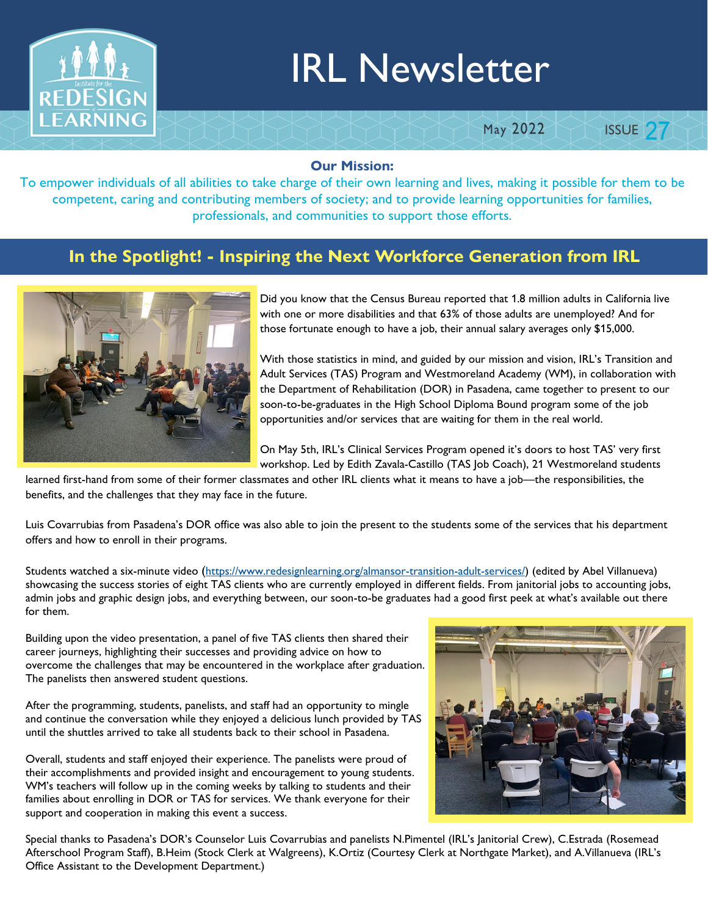# IRL Newsletter

May 2022 ISSUE 27

**Our Mission:**

To empower individuals of all abilities to take charge of their own learning and lives, making it possible for them to be competent, caring and contributing members of society; and to provide learning opportunities for families, professionals, and communities to support those efforts.

## In the Spotlight! - Inspiring the Next Workforce Generation from IRL

Did you know that the Census Bureau reported that 1.8 million adults in California live with one or more disabilities and that 63% of those adults are unemployed? And for those fortunate enough to have a job, their annual salary averages only $15,000.

With those statistics in mind, and guided by our mission and vision, IRL's Transition and Adult Services (TAS) Program and Westmoreland Academy (WM), in collaboration with the Department of Rehabilitation (DOR) in Pasadena, came together to present to our soon-to-be-graduates in the High School Diploma Bound program some of the job opportunities and/or services that are waiting for them in the real world.

On May 5th, IRL's Clinical Services Program opened it's doors to host TAS' very first workshop. Led by Edith Zavala-Castillo (TAS Job Coach), 21 Westmoreland students learned first-hand from some of their former classmates and other IRL clients what it means to have a job—the responsibilities, the benefits, and the challenges that they may face in the future.

Luis Covarrubias from Pasadena's DOR office was also able to join the present to the students some of the services that his department offers and how to enroll in their programs.

Students watched a six-minute video (https://www.redesignlearning.org/almansor-transition-adult-services/) (edited by Abel Villanueva) showcasing the success stories of eight TAS clients who are currently employed in different fields. From janitorial jobs to accounting jobs, admin jobs and graphic design jobs, and everything between, our soon-to-be graduates had a good first peek at what's available out there for them.

Building upon the video presentation, a panel of five TAS clients then shared their career journeys, highlighting their successes and providing advice on how to overcome the challenges that may be encountered in the workplace after graduation. The panelists then answered student questions.

After the programming, students, panelists, and staff had an opportunity to mingle and continue the conversation while they enjoyed a delicious lunch provided by TAS until the shuttles arrived to take all students back to their school in Pasadena.

Overall, students and staff enjoyed their experience. The panelists were proud of their accomplishments and provided insight and encouragement to young students. WM's teachers will follow up in the coming weeks by talking to students and their families about enrolling in DOR or TAS for services. We thank everyone for their support and cooperation in making this event a success.

Special thanks to Pasadena's DOR's Counselor Luis Covarrubias and panelists N.Pimentel (IRL's Janitorial Crew), C.Estrada (Rosemead Afterschool Program Staff), B.Heim (Stock Clerk at Walgreens), K.Ortiz (Courtesy Clerk at Northgate Market), and A.Villanueva (IRL's Office Assistant to the Development Department.)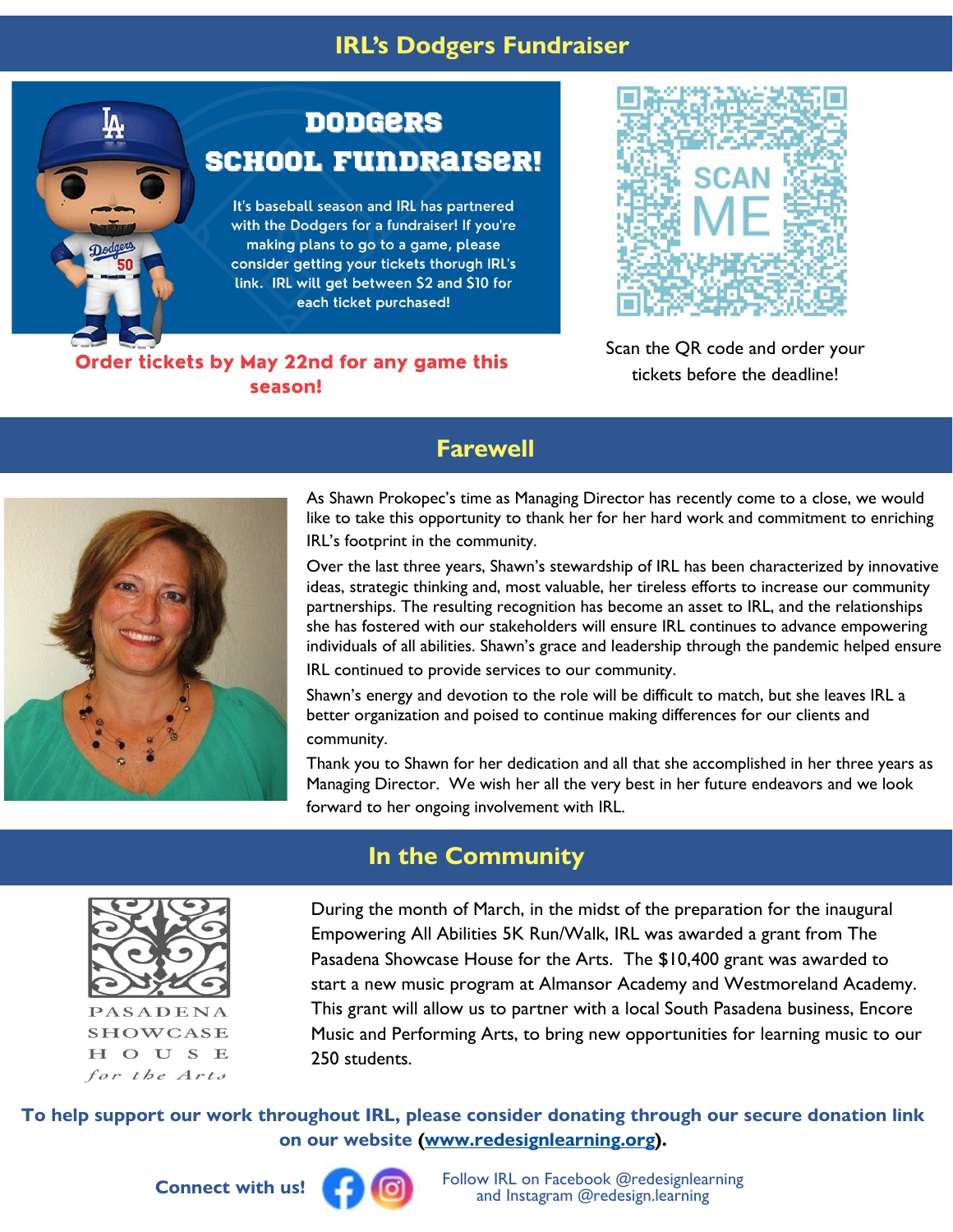## IRL's Dodgers Fundraiser

**DODGERS SCHOOL FUNDRAISER!**

It's baseball season and IRL has partnered with the Dodgers for a fundraiser! If you're making plans to go to a game, please consider getting your tickets thorugh IRL's link. IRL will get between $2 and $10 for each ticket purchased!

**Order tickets by May 22nd for any game this season!**

SCAN ME

Scan the QR code and order your tickets before the deadline!

## Farewell

As Shawn Prokopec's time as Managing Director has recently come to a close, we would like to take this opportunity to thank her for her hard work and commitment to enriching IRL's footprint in the community.

Over the last three years, Shawn's stewardship of IRL has been characterized by innovative ideas, strategic thinking and, most valuable, her tireless efforts to increase our community partnerships. The resulting recognition has become an asset to IRL, and the relationships she has fostered with our stakeholders will ensure IRL continues to advance empowering individuals of all abilities. Shawn's grace and leadership through the pandemic helped ensure IRL continued to provide services to our community.

Shawn's energy and devotion to the role will be difficult to match, but she leaves IRL a better organization and poised to continue making differences for our clients and community.

Thank you to Shawn for her dedication and all that she accomplished in her three years as Managing Director. We wish her all the very best in her future endeavors and we look forward to her ongoing involvement with IRL.

## In the Community

PASADENA SHOWCASE HOUSE *for the Arts*

During the month of March, in the midst of the preparation for the inaugural Empowering All Abilities 5K Run/Walk, IRL was awarded a grant from The Pasadena Showcase House for the Arts. The $10,400 grant was awarded to start a new music program at Almansor Academy and Westmoreland Academy. This grant will allow us to partner with a local South Pasadena business, Encore Music and Performing Arts, to bring new opportunities for learning music to our 250 students.

**To help support our work throughout IRL, please consider donating through our secure donation link on our website ([www.redesignlearning.org](http://www.redesignlearning.org)).**

**Connect with us!**

Follow IRL on Facebook @redesignlearning and Instagram @redesign.learning